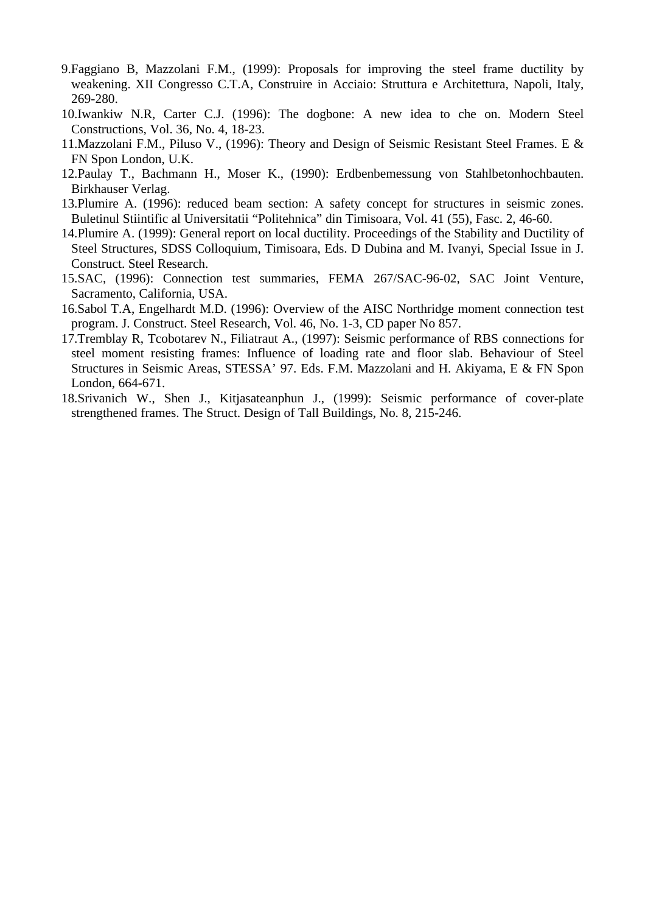9. Faggiano B, Mazzolani F.M., (1999): Proposals for improving the steel frame ductility by weakening. XII Congresso C.T.A, Construire in Acciaio: Struttura e Architettura, Napoli, Italy, 269-280.
10. Iwankiw N.R, Carter C.J. (1996): The dogbone: A new idea to che on. Modern Steel Constructions, Vol. 36, No. 4, 18-23.
11. Mazzolani F.M., Piluso V., (1996): Theory and Design of Seismic Resistant Steel Frames. E & FN Spon London, U.K.
12. Paulay T., Bachmann H., Moser K., (1990): Erdbenbemessung von Stahlbetonhochbauten. Birkhauser Verlag.
13. Plumire A. (1996): reduced beam section: A safety concept for structures in seismic zones. Buletinul Stiintific al Universitatii "Politehnica" din Timisoara, Vol. 41 (55), Fasc. 2, 46-60.
14. Plumire A. (1999): General report on local ductility. Proceedings of the Stability and Ductility of Steel Structures, SDSS Colloquium, Timisoara, Eds. D Dubina and M. Ivanyi, Special Issue in J. Construct. Steel Research.
15. SAC, (1996): Connection test summaries, FEMA 267/SAC-96-02, SAC Joint Venture, Sacramento, California, USA.
16. Sabol T.A, Engelhardt M.D. (1996): Overview of the AISC Northridge moment connection test program. J. Construct. Steel Research, Vol. 46, No. 1-3, CD paper No 857.
17. Tremblay R, Tcobotarev N., Filiatraut A., (1997): Seismic performance of RBS connections for steel moment resisting frames: Influence of loading rate and floor slab. Behaviour of Steel Structures in Seismic Areas, STESSA' 97. Eds. F.M. Mazzolani and H. Akiyama, E & FN Spon London, 664-671.
18. Srivanich W., Shen J., Kitjasateanphun J., (1999): Seismic performance of cover-plate strengthened frames. The Struct. Design of Tall Buildings, No. 8, 215-246.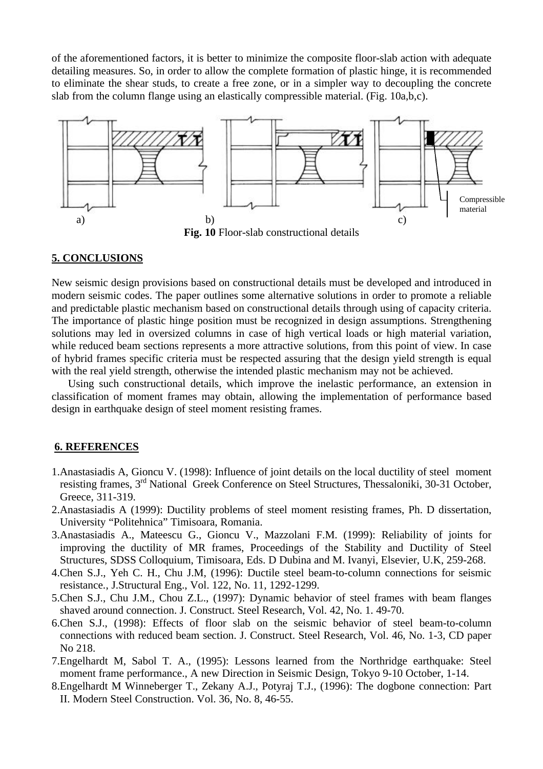of the aforementioned factors, it is better to minimize the composite floor-slab action with adequate detailing measures. So, in order to allow the complete formation of plastic hinge, it is recommended to eliminate the shear studs, to create a free zone, or in a simpler way to decoupling the concrete slab from the column flange using an elastically compressible material. (Fig. 10a,b,c).

a) b) c) Compressible material

**Fig. 10** Floor-slab constructional details

## 5. CONCLUSIONS

New seismic design provisions based on constructional details must be developed and introduced in modern seismic codes. The paper outlines some alternative solutions in order to promote a reliable and predictable plastic mechanism based on constructional details through using of capacity criteria. The importance of plastic hinge position must be recognized in design assumptions. Strengthening solutions may led in oversized columns in case of high vertical loads or high material variation, while reduced beam sections represents a more attractive solutions, from this point of view. In case of hybrid frames specific criteria must be respected assuring that the design yield strength is equal with the real yield strength, otherwise the intended plastic mechanism may not be achieved.

Using such constructional details, which improve the inelastic performance, an extension in classification of moment frames may obtain, allowing the implementation of performance based design in earthquake design of steel moment resisting frames.

## 6. REFERENCES

1. Anastasiadis A, Gioncu V. (1998): Influence of joint details on the local ductility of steel moment resisting frames, 3rd National Greek Conference on Steel Structures, Thessaloniki, 30-31 October, Greece, 311-319.
2. Anastasiadis A (1999): Ductility problems of steel moment resisting frames, Ph. D dissertation, University "Politehnica" Timisoara, Romania.
3. Anastasiadis A., Mateescu G., Gioncu V., Mazzolani F.M. (1999): Reliability of joints for improving the ductility of MR frames, Proceedings of the Stability and Ductility of Steel Structures, SDSS Colloquium, Timisoara, Eds. D Dubina and M. Ivanyi, Elsevier, U.K, 259-268.
4. Chen S.J., Yeh C. H., Chu J.M, (1996): Ductile steel beam-to-column connections for seismic resistance., J.Structural Eng., Vol. 122, No. 11, 1292-1299.
5. Chen S.J., Chu J.M., Chou Z.L., (1997): Dynamic behavior of steel frames with beam flanges shaved around connection. J. Construct. Steel Research, Vol. 42, No. 1. 49-70.
6. Chen S.J., (1998): Effects of floor slab on the seismic behavior of steel beam-to-column connections with reduced beam section. J. Construct. Steel Research, Vol. 46, No. 1-3, CD paper No 218.
7. Engelhardt M, Sabol T. A., (1995): Lessons learned from the Northridge earthquake: Steel moment frame performance., A new Direction in Seismic Design, Tokyo 9-10 October, 1-14.
8. Engelhardt M Winneberger T., Zekany A.J., Potyraj T.J., (1996): The dogbone connection: Part II. Modern Steel Construction. Vol. 36, No. 8, 46-55.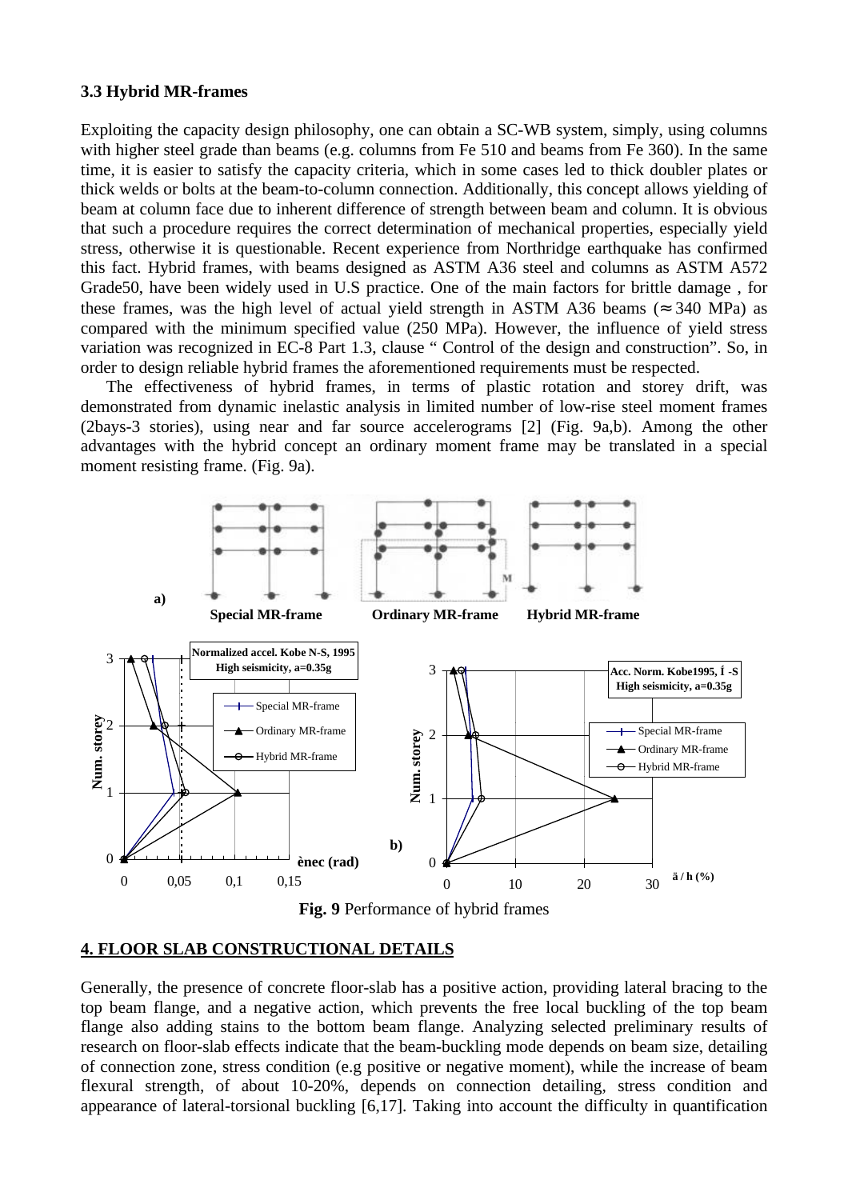### 3.3 Hybrid MR-frames

Exploiting the capacity design philosophy, one can obtain a SC-WB system, simply, using columns with higher steel grade than beams (e.g. columns from Fe 510 and beams from Fe 360). In the same time, it is easier to satisfy the capacity criteria, which in some cases led to thick doubler plates or thick welds or bolts at the beam-to-column connection. Additionally, this concept allows yielding of beam at column face due to inherent difference of strength between beam and column. It is obvious that such a procedure requires the correct determination of mechanical properties, especially yield stress, otherwise it is questionable. Recent experience from Northridge earthquake has confirmed this fact. Hybrid frames, with beams designed as ASTM A36 steel and columns as ASTM A572 Grade50, have been widely used in U.S practice. One of the main factors for brittle damage , for these frames, was the high level of actual yield strength in ASTM A36 beams ($\approx$ 340 MPa) as compared with the minimum specified value (250 MPa). However, the influence of yield stress variation was recognized in EC-8 Part 1.3, clause " Control of the design and construction". So, in order to design reliable hybrid frames the aforementioned requirements must be respected.

The effectiveness of hybrid frames, in terms of plastic rotation and storey drift, was demonstrated from dynamic inelastic analysis in limited number of low-rise steel moment frames (2bays-3 stories), using near and far source accelerograms [2] (Fig. 9a,b). Among the other advantages with the hybrid concept an ordinary moment frame may be translated in a special moment resisting frame. (Fig. 9a).

**a)** **Special MR-frame** **Ordinary MR-frame** **Hybrid MR-frame**

**b)**

**Fig. 9** Performance of hybrid frames

## 4. FLOOR SLAB CONSTRUCTIONAL DETAILS

Generally, the presence of concrete floor-slab has a positive action, providing lateral bracing to the top beam flange, and a negative action, which prevents the free local buckling of the top beam flange also adding stains to the bottom beam flange. Analyzing selected preliminary results of research on floor-slab effects indicate that the beam-buckling mode depends on beam size, detailing of connection zone, stress condition (e.g positive or negative moment), while the increase of beam flexural strength, of about 10-20%, depends on connection detailing, stress condition and appearance of lateral-torsional buckling [6,17]. Taking into account the difficulty in quantification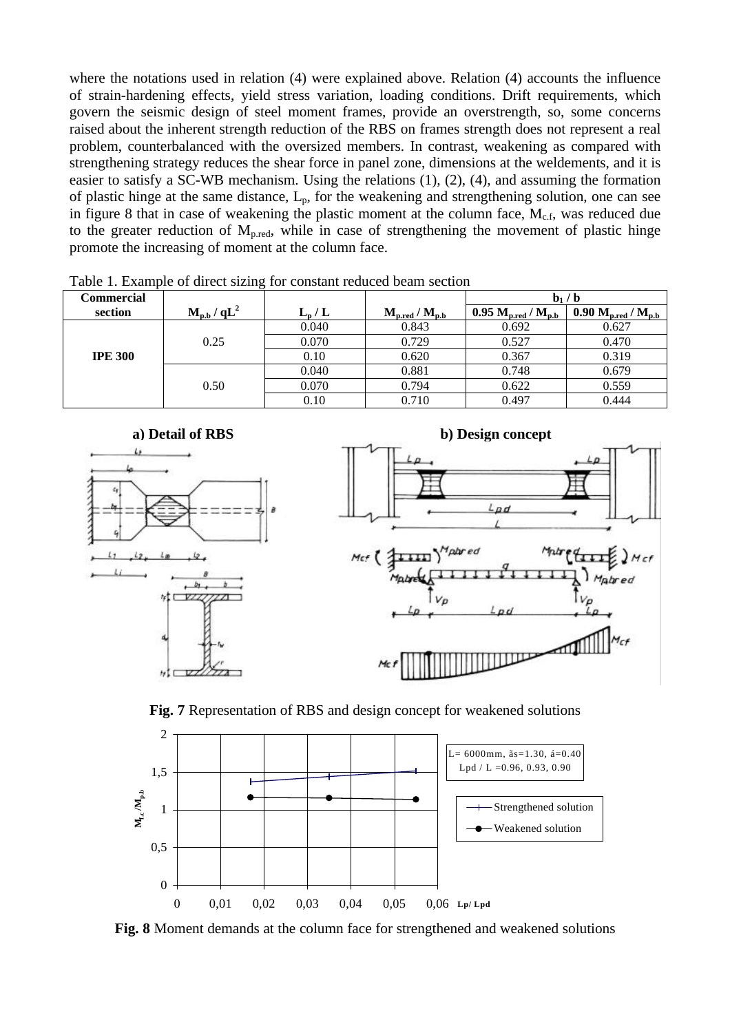where the notations used in relation (4) were explained above. Relation (4) accounts the influence of strain-hardening effects, yield stress variation, loading conditions. Drift requirements, which govern the seismic design of steel moment frames, provide an overstrength, so, some concerns raised about the inherent strength reduction of the RBS on frames strength does not represent a real problem, counterbalanced with the oversized members. In contrast, weakening as compared with strengthening strategy reduces the shear force in panel zone, dimensions at the weldements, and it is easier to satisfy a SC-WB mechanism. Using the relations (1), (2), (4), and assuming the formation of plastic hinge at the same distance, $L_p$, for the weakening and strengthening solution, one can see in figure 8 that in case of weakening the plastic moment at the column face, $M_{c.f}$, was reduced due to the greater reduction of $M_{p.red}$, while in case of strengthening the movement of plastic hinge promote the increasing of moment at the column face.

Table 1. Example of direct sizing for constant reduced beam section

| Commercial section | $M_{p.b} / qL^2$ | $L_p / L$ | $M_{p.red} / M_{p.b}$ | $b_1 / b$ | |
|---|---|---|---|---|---|
| | | | | $0.95\ M_{p.red} / M_{p.b}$ | $0.90\ M_{p.red} / M_{p.b}$ |
| IPE 300 | 0.25 | 0.040 | 0.843 | 0.692 | 0.627 |
| | | 0.070 | 0.729 | 0.527 | 0.470 |
| | | 0.10 | 0.620 | 0.367 | 0.319 |
| | 0.50 | 0.040 | 0.881 | 0.748 | 0.679 |
| | | 0.070 | 0.794 | 0.622 | 0.559 |
| | | 0.10 | 0.710 | 0.497 | 0.444 |

**Fig. 7** Representation of RBS and design concept for weakened solutions

**Fig. 8** Moment demands at the column face for strengthened and weakened solutions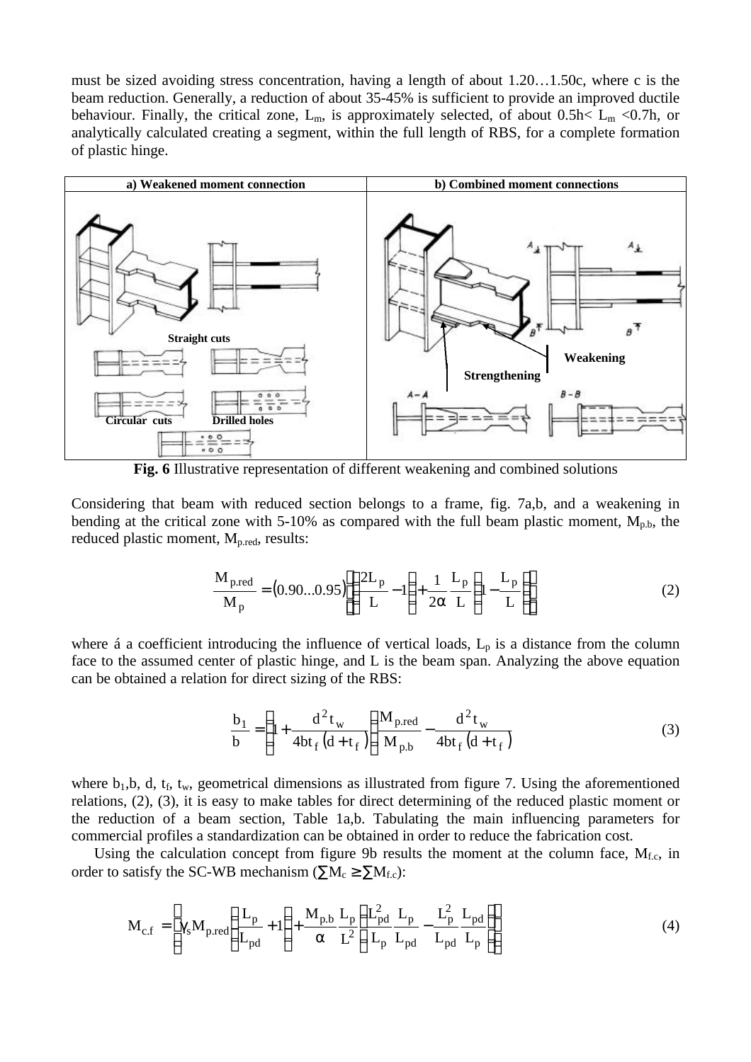must be sized avoiding stress concentration, having a length of about 1.20…1.50c, where c is the beam reduction. Generally, a reduction of about 35-45% is sufficient to provide an improved ductile behaviour. Finally, the critical zone, $L_m$, is approximately selected, of about $0.5h < L_m < 0.7h$, or analytically calculated creating a segment, within the full length of RBS, for a complete formation of plastic hinge.

| a) Weakened moment connection | b) Combined moment connections |
|---|---|
| Straight cuts; Circular cuts; Drilled holes | Weakening; Strengthening; A–A; B–B |

**Fig. 6** Illustrative representation of different weakening and combined solutions

Considering that beam with reduced section belongs to a frame, fig. 7a,b, and a weakening in bending at the critical zone with 5-10% as compared with the full beam plastic moment, $M_{p.b}$, the reduced plastic moment, $M_{p.red}$, results:

$$\frac{M_{p.red}}{M_p} = (0.90...0.95)\left[\left(\frac{2L_p}{L} - 1\right) + \frac{1}{2\alpha}\frac{L_p}{L}\left(1 - \frac{L_p}{L}\right)\right] \tag{2}$$

where $\alpha$ a coefficient introducing the influence of vertical loads, $L_p$ is a distance from the column face to the assumed center of plastic hinge, and L is the beam span. Analyzing the above equation can be obtained a relation for direct sizing of the RBS:

$$\frac{b_1}{b} = \left(1 + \frac{d^2 t_w}{4bt_f(d + t_f)}\right)\frac{M_{p.red}}{M_{p.b}} - \frac{d^2 t_w}{4bt_f(d + t_f)} \tag{3}$$

where $b_1$, b, d, $t_f$, $t_w$, geometrical dimensions as illustrated from figure 7. Using the aforementioned relations, (2), (3), it is easy to make tables for direct determining of the reduced plastic moment or the reduction of a beam section, Table 1a,b. Tabulating the main influencing parameters for commercial profiles a standardization can be obtained in order to reduce the fabrication cost.

Using the calculation concept from figure 9b results the moment at the column face, $M_{f.c}$, in order to satisfy the SC-WB mechanism ($\sum M_c \geq \sum M_{f.c}$):

$$M_{c.f} = \left[\gamma_s M_{p.red}\left(\frac{L_p}{L_{pd}} + 1\right) + \frac{M_{p.b}}{\alpha}\frac{L_p}{L^2}\left(\frac{L_{pd}^2}{L_p}\frac{L_p}{L_{pd}} - \frac{L_p^2}{L_{pd}}\frac{L_{pd}}{L_p}\right)\right] \tag{4}$$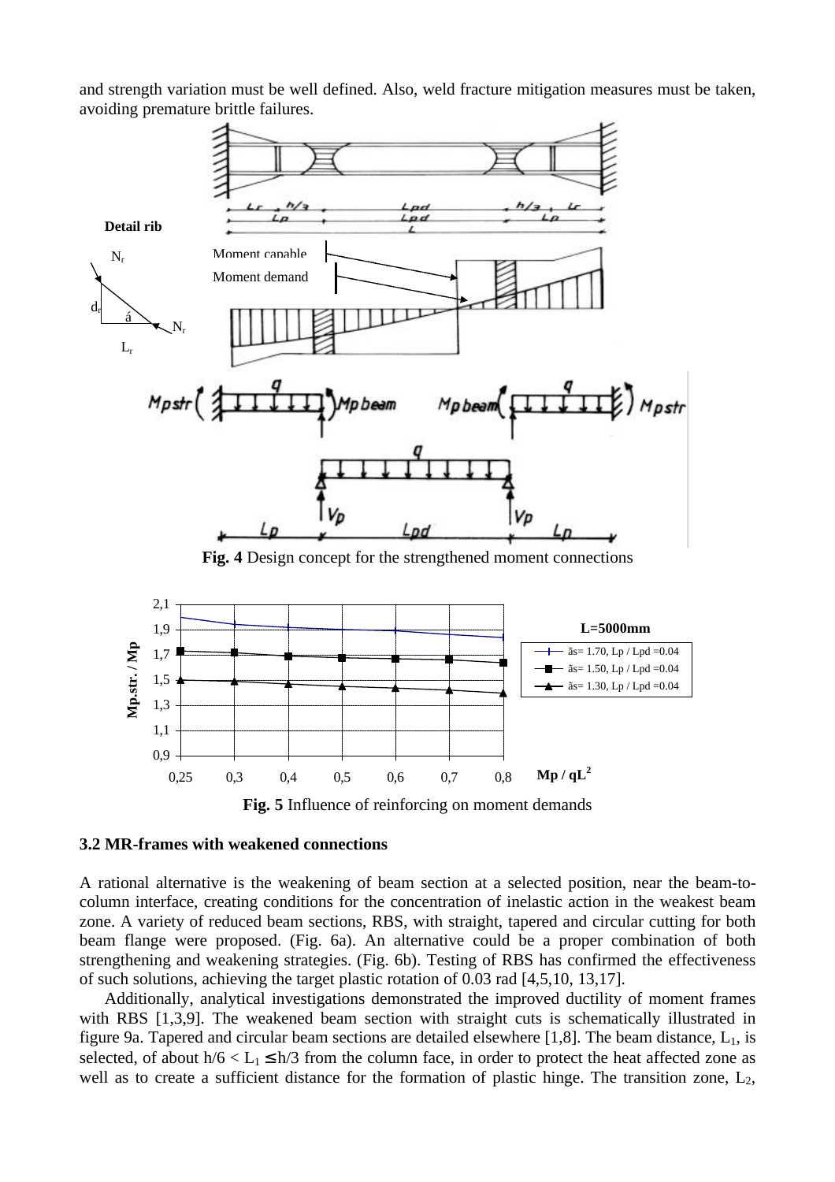and strength variation must be well defined. Also, weld fracture mitigation measures must be taken, avoiding premature brittle failures.

**Fig. 4** Design concept for the strengthened moment connections

**Fig. 5** Influence of reinforcing on moment demands

### 3.2 MR-frames with weakened connections

A rational alternative is the weakening of beam section at a selected position, near the beam-to-column interface, creating conditions for the concentration of inelastic action in the weakest beam zone. A variety of reduced beam sections, RBS, with straight, tapered and circular cutting for both beam flange were proposed. (Fig. 6a). An alternative could be a proper combination of both strengthening and weakening strategies. (Fig. 6b). Testing of RBS has confirmed the effectiveness of such solutions, achieving the target plastic rotation of 0.03 rad [4,5,10, 13,17].

Additionally, analytical investigations demonstrated the improved ductility of moment frames with RBS [1,3,9]. The weakened beam section with straight cuts is schematically illustrated in figure 9a. Tapered and circular beam sections are detailed elsewhere [1,8]. The beam distance, $L_1$, is selected, of about $h/6 < L_1 \leq h/3$ from the column face, in order to protect the heat affected zone as well as to create a sufficient distance for the formation of plastic hinge. The transition zone, $L_2$,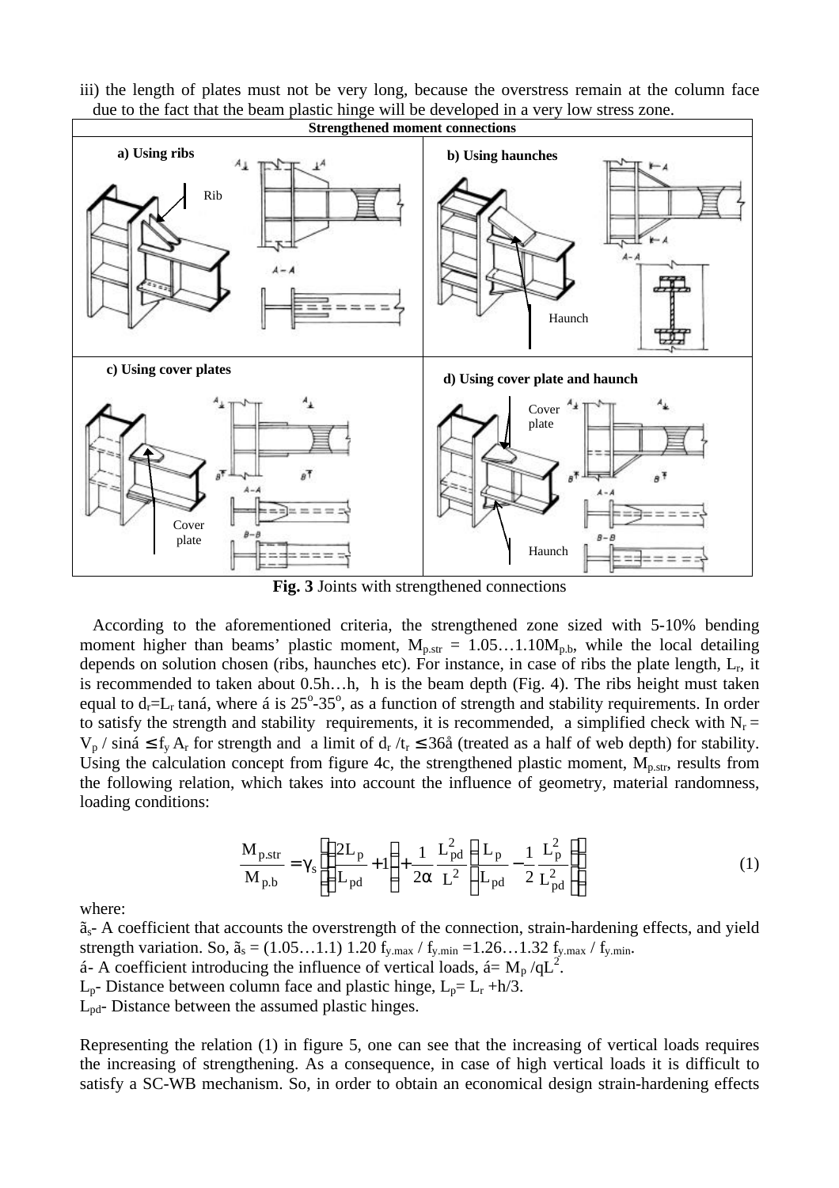iii) the length of plates must not be very long, because the overstress remain at the column face due to the fact that the beam plastic hinge will be developed in a very low stress zone.

| Strengthened moment connections | |
|---|---|
| a) Using ribs | b) Using haunches |
| c) Using cover plates | d) Using cover plate and haunch |

**Fig. 3** Joints with strengthened connections

According to the aforementioned criteria, the strengthened zone sized with 5-10% bending moment higher than beams' plastic moment, $M_{p.str} = 1.05…1.10M_{p.b}$, while the local detailing depends on solution chosen (ribs, haunches etc). For instance, in case of ribs the plate length, $L_r$, it is recommended to taken about 0.5h…h, h is the beam depth (Fig. 4). The ribs height must taken equal to $d_r=L_r \tan\alpha$, where $\alpha$ is 25°-35°, as a function of strength and stability requirements. In order to satisfy the strength and stability requirements, it is recommended, a simplified check with $N_r = V_p / \sin\alpha \leq f_y A_r$ for strength and a limit of $d_r / t_r \leq 36\varepsilon$ (treated as a half of web depth) for stability. Using the calculation concept from figure 4c, the strengthened plastic moment, $M_{p.str}$, results from the following relation, which takes into account the influence of geometry, material randomness, loading conditions:

$$\frac{M_{p.str}}{M_{p.b}} = \gamma_s \left[ \left( \frac{2L_p}{L_{pd}} + 1 \right) + \frac{1}{2\alpha} \frac{L_{pd}^2}{L^2} \left( \frac{L_p}{L_{pd}} - \frac{1}{2} \frac{L_p^2}{L_{pd}^2} \right) \right] \tag{1}$$

where:

$\gamma_s$- A coefficient that accounts the overstrength of the connection, strain-hardening effects, and yield strength variation. So, $\gamma_s = (1.05…1.1)\ 1.20\ f_{y.max} / f_{y.min} = 1.26…1.32\ f_{y.max} / f_{y.min}$.

$\alpha$- A coefficient introducing the influence of vertical loads, $\alpha= M_p /qL^2$.

$L_p$- Distance between column face and plastic hinge, $L_p= L_r +h/3$.

$L_{pd}$- Distance between the assumed plastic hinges.

Representing the relation (1) in figure 5, one can see that the increasing of vertical loads requires the increasing of strengthening. As a consequence, in case of high vertical loads it is difficult to satisfy a SC-WB mechanism. So, in order to obtain an economical design strain-hardening effects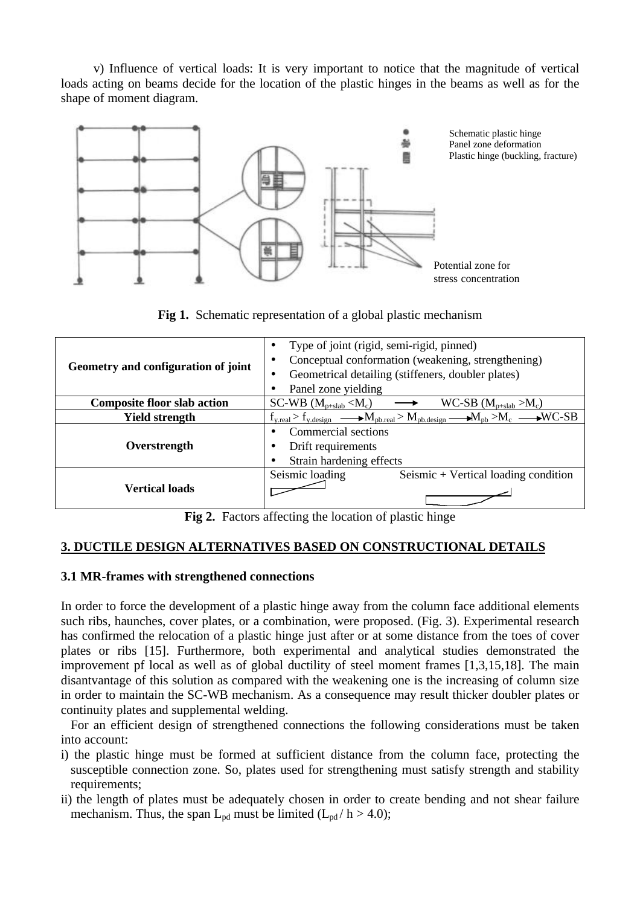v) Influence of vertical loads: It is very important to notice that the magnitude of vertical loads acting on beams decide for the location of the plastic hinges in the beams as well as for the shape of moment diagram.

Schematic plastic hinge
Panel zone deformation
Plastic hinge (buckling, fracture)

Potential zone for stress concentration

**Fig 1.** Schematic representation of a global plastic mechanism

| | |
|---|---|
| **Geometry and configuration of joint** | • Type of joint (rigid, semi-rigid, pinned)<br>• Conceptual conformation (weakening, strengthening)<br>• Geometrical detailing (stiffeners, doubler plates)<br>• Panel zone yielding |
| **Composite floor slab action** | SC-WB ($M_{p+slab} < M_c$) ⟶ WC-SB ($M_{p+slab} > M_c$) |
| **Yield strength** | $f_{y.real} > f_{y.design}$ ⟶ $M_{pb.real} > M_{pb.design}$ ⟶ $M_{pb} > M_c$ ⟶ WC-SB |
| **Overstrength** | • Commercial sections<br>• Drift requirements<br>• Strain hardening effects |
| **Vertical loads** | Seismic loading &nbsp;&nbsp;&nbsp; Seismic + Vertical loading condition |

**Fig 2.** Factors affecting the location of plastic hinge

## 3. DUCTILE DESIGN ALTERNATIVES BASED ON CONSTRUCTIONAL DETAILS

### 3.1 MR-frames with strengthened connections

In order to force the development of a plastic hinge away from the column face additional elements such ribs, haunches, cover plates, or a combination, were proposed. (Fig. 3). Experimental research has confirmed the relocation of a plastic hinge just after or at some distance from the toes of cover plates or ribs [15]. Furthermore, both experimental and analytical studies demonstrated the improvement pf local as well as of global ductility of steel moment frames [1,3,15,18]. The main disantvantage of this solution as compared with the weakening one is the increasing of column size in order to maintain the SC-WB mechanism. As a consequence may result thicker doubler plates or continuity plates and supplemental welding.

For an efficient design of strengthened connections the following considerations must be taken into account:

i) the plastic hinge must be formed at sufficient distance from the column face, protecting the susceptible connection zone. So, plates used for strengthening must satisfy strength and stability requirements;

ii) the length of plates must be adequately chosen in order to create bending and not shear failure mechanism. Thus, the span $L_{pd}$ must be limited ($L_{pd} / h > 4.0$);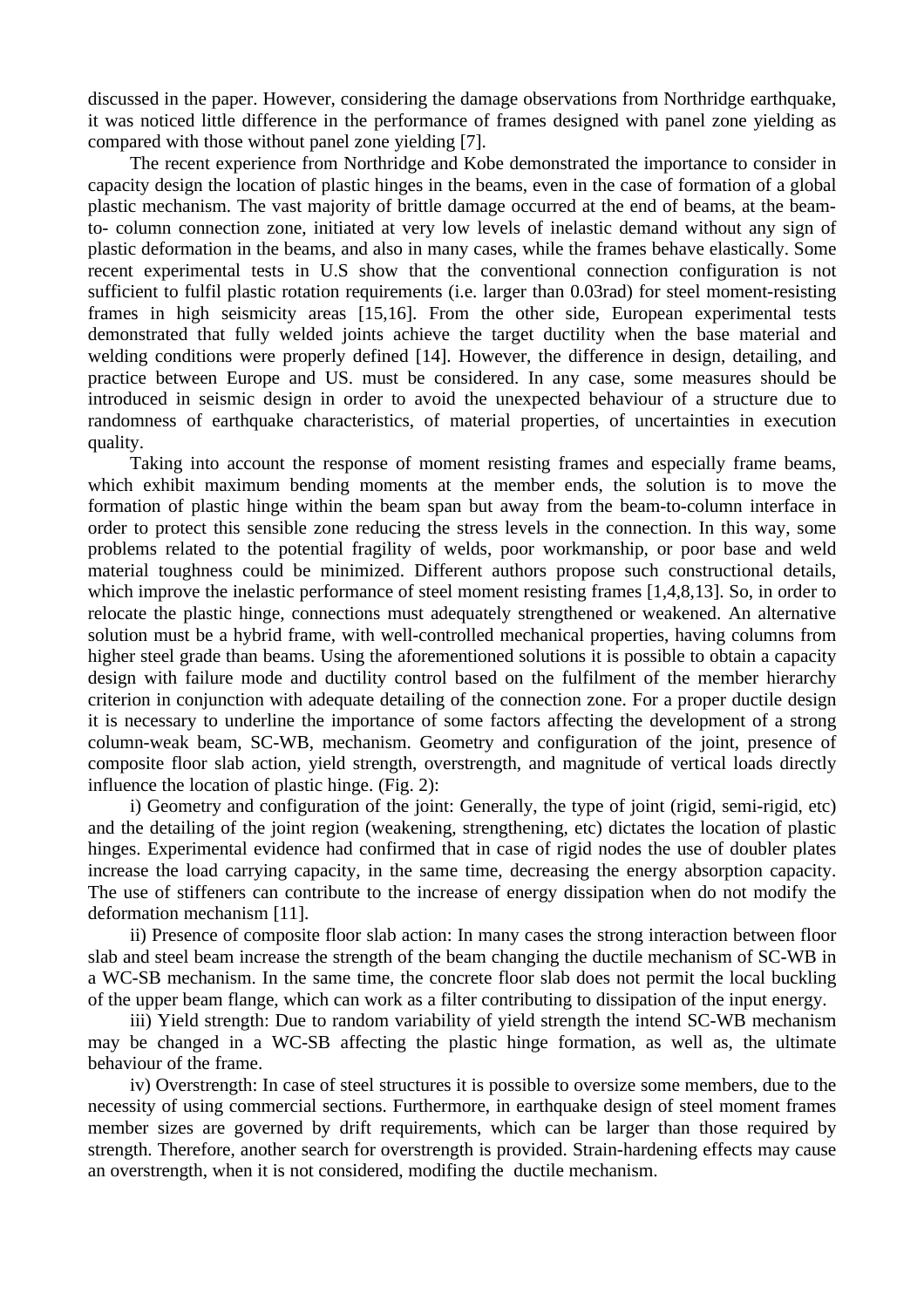discussed in the paper. However, considering the damage observations from Northridge earthquake, it was noticed little difference in the performance of frames designed with panel zone yielding as compared with those without panel zone yielding [7].

The recent experience from Northridge and Kobe demonstrated the importance to consider in capacity design the location of plastic hinges in the beams, even in the case of formation of a global plastic mechanism. The vast majority of brittle damage occurred at the end of beams, at the beam-to- column connection zone, initiated at very low levels of inelastic demand without any sign of plastic deformation in the beams, and also in many cases, while the frames behave elastically. Some recent experimental tests in U.S show that the conventional connection configuration is not sufficient to fulfil plastic rotation requirements (i.e. larger than 0.03rad) for steel moment-resisting frames in high seismicity areas [15,16]. From the other side, European experimental tests demonstrated that fully welded joints achieve the target ductility when the base material and welding conditions were properly defined [14]. However, the difference in design, detailing, and practice between Europe and US. must be considered. In any case, some measures should be introduced in seismic design in order to avoid the unexpected behaviour of a structure due to randomness of earthquake characteristics, of material properties, of uncertainties in execution quality.

Taking into account the response of moment resisting frames and especially frame beams, which exhibit maximum bending moments at the member ends, the solution is to move the formation of plastic hinge within the beam span but away from the beam-to-column interface in order to protect this sensible zone reducing the stress levels in the connection. In this way, some problems related to the potential fragility of welds, poor workmanship, or poor base and weld material toughness could be minimized. Different authors propose such constructional details, which improve the inelastic performance of steel moment resisting frames [1,4,8,13]. So, in order to relocate the plastic hinge, connections must adequately strengthened or weakened. An alternative solution must be a hybrid frame, with well-controlled mechanical properties, having columns from higher steel grade than beams. Using the aforementioned solutions it is possible to obtain a capacity design with failure mode and ductility control based on the fulfilment of the member hierarchy criterion in conjunction with adequate detailing of the connection zone. For a proper ductile design it is necessary to underline the importance of some factors affecting the development of a strong column-weak beam, SC-WB, mechanism. Geometry and configuration of the joint, presence of composite floor slab action, yield strength, overstrength, and magnitude of vertical loads directly influence the location of plastic hinge. (Fig. 2):

i) Geometry and configuration of the joint: Generally, the type of joint (rigid, semi-rigid, etc) and the detailing of the joint region (weakening, strengthening, etc) dictates the location of plastic hinges. Experimental evidence had confirmed that in case of rigid nodes the use of doubler plates increase the load carrying capacity, in the same time, decreasing the energy absorption capacity. The use of stiffeners can contribute to the increase of energy dissipation when do not modify the deformation mechanism [11].

ii) Presence of composite floor slab action: In many cases the strong interaction between floor slab and steel beam increase the strength of the beam changing the ductile mechanism of SC-WB in a WC-SB mechanism. In the same time, the concrete floor slab does not permit the local buckling of the upper beam flange, which can work as a filter contributing to dissipation of the input energy.

iii) Yield strength: Due to random variability of yield strength the intend SC-WB mechanism may be changed in a WC-SB affecting the plastic hinge formation, as well as, the ultimate behaviour of the frame.

iv) Overstrength: In case of steel structures it is possible to oversize some members, due to the necessity of using commercial sections. Furthermore, in earthquake design of steel moment frames member sizes are governed by drift requirements, which can be larger than those required by strength. Therefore, another search for overstrength is provided. Strain-hardening effects may cause an overstrength, when it is not considered, modifing the ductile mechanism.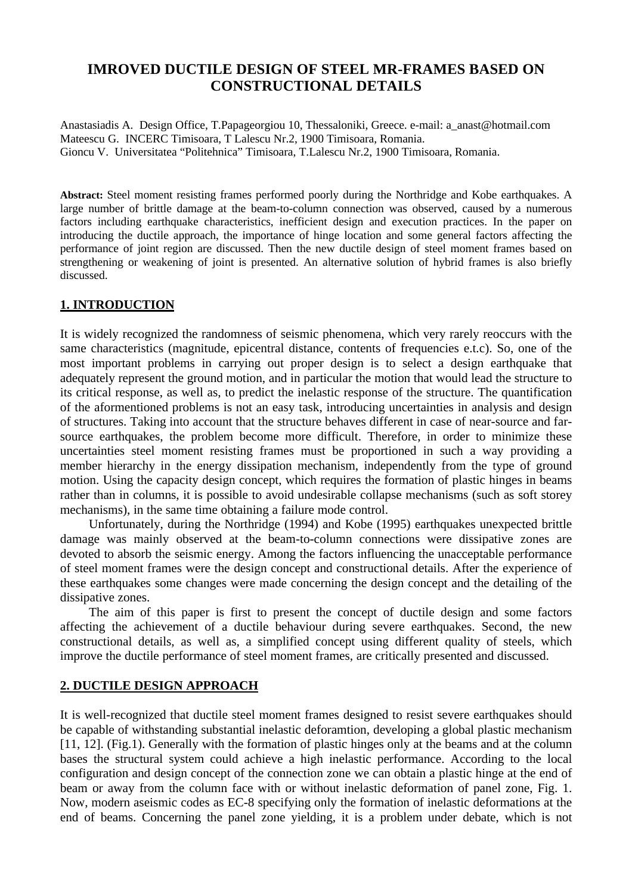# IMROVED DUCTILE DESIGN OF STEEL MR-FRAMES BASED ON CONSTRUCTIONAL DETAILS

Anastasiadis A. Design Office, T.Papageorgiou 10, Thessaloniki, Greece. e-mail: a_anast@hotmail.com
Mateescu G. INCERC Timisoara, T Lalescu Nr.2, 1900 Timisoara, Romania.
Gioncu V. Universitatea "Politehnica" Timisoara, T.Lalescu Nr.2, 1900 Timisoara, Romania.

**Abstract:** Steel moment resisting frames performed poorly during the Northridge and Kobe earthquakes. A large number of brittle damage at the beam-to-column connection was observed, caused by a numerous factors including earthquake characteristics, inefficient design and execution practices. In the paper on introducing the ductile approach, the importance of hinge location and some general factors affecting the performance of joint region are discussed. Then the new ductile design of steel moment frames based on strengthening or weakening of joint is presented. An alternative solution of hybrid frames is also briefly discussed.

## 1. INTRODUCTION

It is widely recognized the randomness of seismic phenomena, which very rarely reoccurs with the same characteristics (magnitude, epicentral distance, contents of frequencies e.t.c). So, one of the most important problems in carrying out proper design is to select a design earthquake that adequately represent the ground motion, and in particular the motion that would lead the structure to its critical response, as well as, to predict the inelastic response of the structure. The quantification of the aforementioned problems is not an easy task, introducing uncertainties in analysis and design of structures. Taking into account that the structure behaves different in case of near-source and far-source earthquakes, the problem become more difficult. Therefore, in order to minimize these uncertainties steel moment resisting frames must be proportioned in such a way providing a member hierarchy in the energy dissipation mechanism, independently from the type of ground motion. Using the capacity design concept, which requires the formation of plastic hinges in beams rather than in columns, it is possible to avoid undesirable collapse mechanisms (such as soft storey mechanisms), in the same time obtaining a failure mode control.

Unfortunately, during the Northridge (1994) and Kobe (1995) earthquakes unexpected brittle damage was mainly observed at the beam-to-column connections were dissipative zones are devoted to absorb the seismic energy. Among the factors influencing the unacceptable performance of steel moment frames were the design concept and constructional details. After the experience of these earthquakes some changes were made concerning the design concept and the detailing of the dissipative zones.

The aim of this paper is first to present the concept of ductile design and some factors affecting the achievement of a ductile behaviour during severe earthquakes. Second, the new constructional details, as well as, a simplified concept using different quality of steels, which improve the ductile performance of steel moment frames, are critically presented and discussed.

## 2. DUCTILE DESIGN APPROACH

It is well-recognized that ductile steel moment frames designed to resist severe earthquakes should be capable of withstanding substantial inelastic deforamtion, developing a global plastic mechanism [11, 12]. (Fig.1). Generally with the formation of plastic hinges only at the beams and at the column bases the structural system could achieve a high inelastic performance. According to the local configuration and design concept of the connection zone we can obtain a plastic hinge at the end of beam or away from the column face with or without inelastic deformation of panel zone, Fig. 1. Now, modern aseismic codes as EC-8 specifying only the formation of inelastic deformations at the end of beams. Concerning the panel zone yielding, it is a problem under debate, which is not